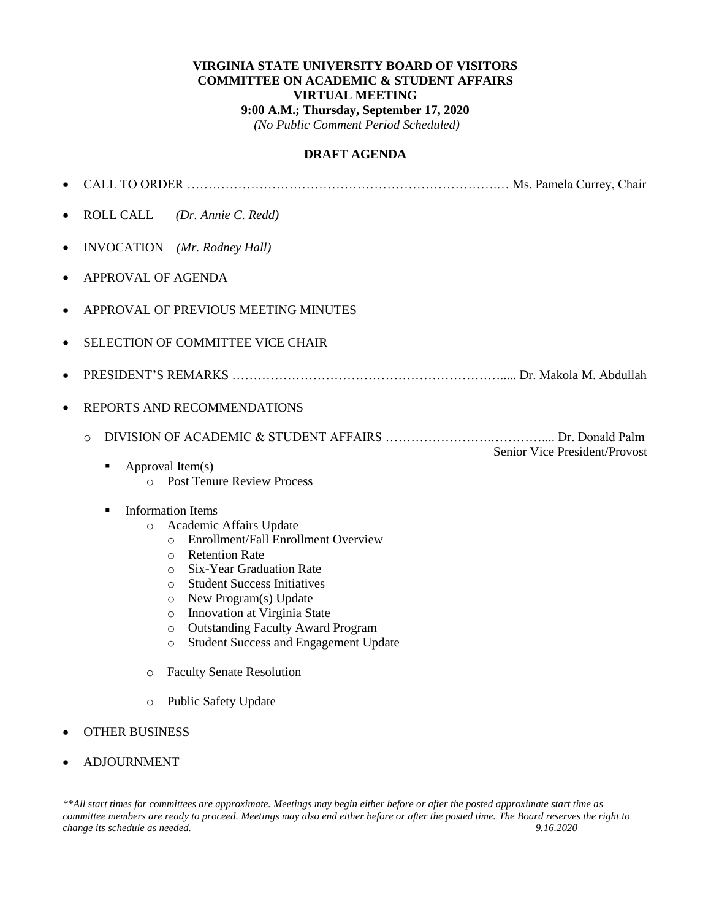# VIRGINIA STATE UNIVERSITY BOARD OF VISITORS
## COMMITTEE ON ACADEMIC & STUDENT AFFAIRS
## VIRTUAL MEETING
### 9:00 A.M.; Thursday, September 17, 2020

*(No Public Comment Period Scheduled)*

## DRAFT AGENDA

- CALL TO ORDER ……………………………………………………………… Ms. Pamela Currey, Chair
- ROLL CALL *(Dr. Annie C. Redd)*
- INVOCATION *(Mr. Rodney Hall)*
- APPROVAL OF AGENDA
- APPROVAL OF PREVIOUS MEETING MINUTES
- SELECTION OF COMMITTEE VICE CHAIR
- PRESIDENT'S REMARKS ………………………………………………………..... Dr. Makola M. Abdullah
- REPORTS AND RECOMMENDATIONS
  - DIVISION OF ACADEMIC & STUDENT AFFAIRS ………………………………... Dr. Donald Palm, Senior Vice President/Provost
    - Approval Item(s)
      - Post Tenure Review Process
    - Information Items
      - Academic Affairs Update
        - Enrollment/Fall Enrollment Overview
        - Retention Rate
        - Six-Year Graduation Rate
        - Student Success Initiatives
        - New Program(s) Update
        - Innovation at Virginia State
        - Outstanding Faculty Award Program
        - Student Success and Engagement Update
      - Faculty Senate Resolution
      - Public Safety Update
- OTHER BUSINESS
- ADJOURNMENT

*\*\*All start times for committees are approximate. Meetings may begin either before or after the posted approximate start time as committee members are ready to proceed. Meetings may also end either before or after the posted time. The Board reserves the right to change its schedule as needed.* *9.16.2020*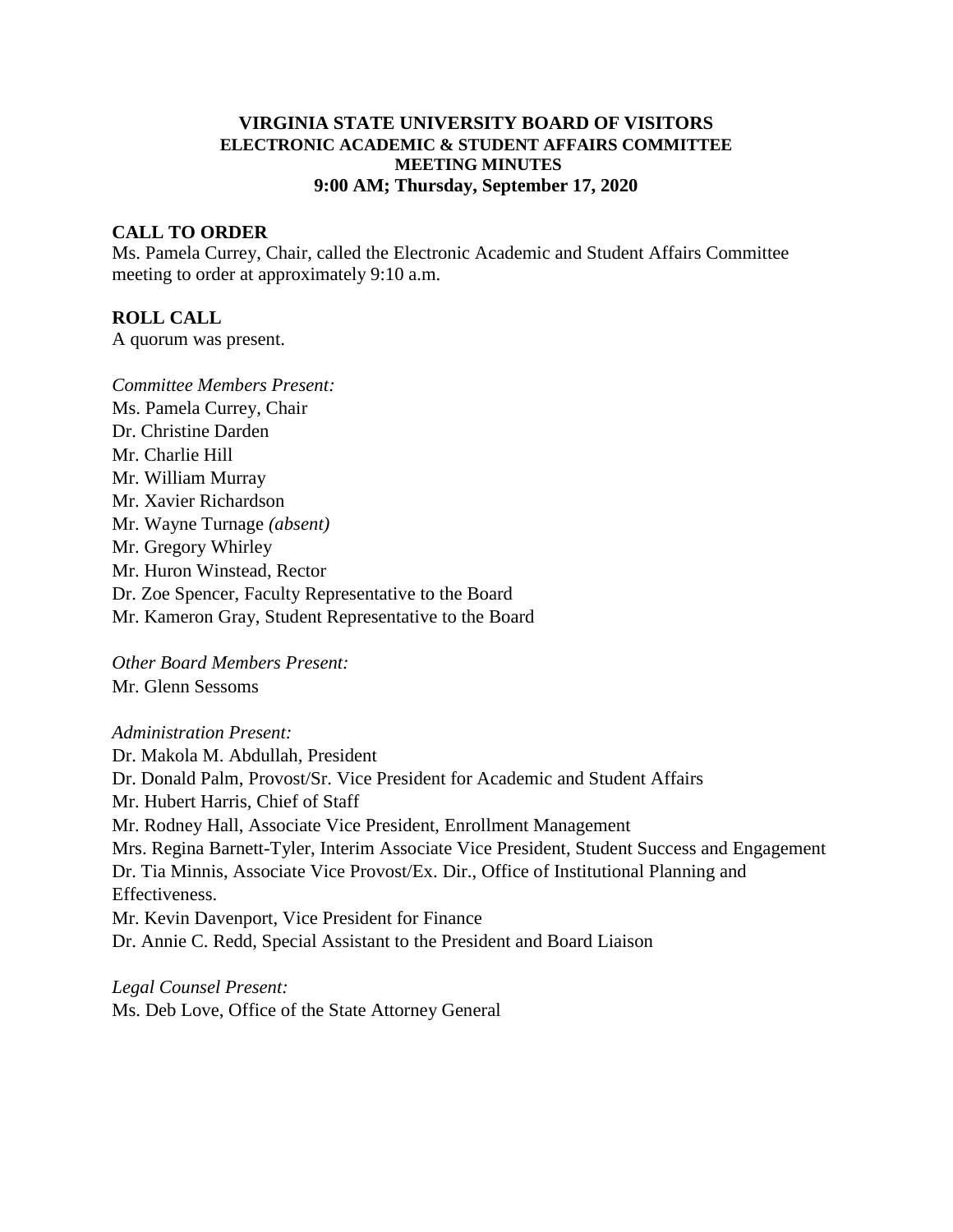**VIRGINIA STATE UNIVERSITY BOARD OF VISITORS**
**ELECTRONIC ACADEMIC & STUDENT AFFAIRS COMMITTEE**
**MEETING MINUTES**
**9:00 AM; Thursday, September 17, 2020**

## CALL TO ORDER

Ms. Pamela Currey, Chair, called the Electronic Academic and Student Affairs Committee meeting to order at approximately 9:10 a.m.

## ROLL CALL

A quorum was present.

*Committee Members Present:*
Ms. Pamela Currey, Chair
Dr. Christine Darden
Mr. Charlie Hill
Mr. William Murray
Mr. Xavier Richardson
Mr. Wayne Turnage *(absent)*
Mr. Gregory Whirley
Mr. Huron Winstead, Rector
Dr. Zoe Spencer, Faculty Representative to the Board
Mr. Kameron Gray, Student Representative to the Board

*Other Board Members Present:*
Mr. Glenn Sessoms

*Administration Present:*
Dr. Makola M. Abdullah, President
Dr. Donald Palm, Provost/Sr. Vice President for Academic and Student Affairs
Mr. Hubert Harris, Chief of Staff
Mr. Rodney Hall, Associate Vice President, Enrollment Management
Mrs. Regina Barnett-Tyler, Interim Associate Vice President, Student Success and Engagement
Dr. Tia Minnis, Associate Vice Provost/Ex. Dir., Office of Institutional Planning and Effectiveness.
Mr. Kevin Davenport, Vice President for Finance
Dr. Annie C. Redd, Special Assistant to the President and Board Liaison

*Legal Counsel Present:*
Ms. Deb Love, Office of the State Attorney General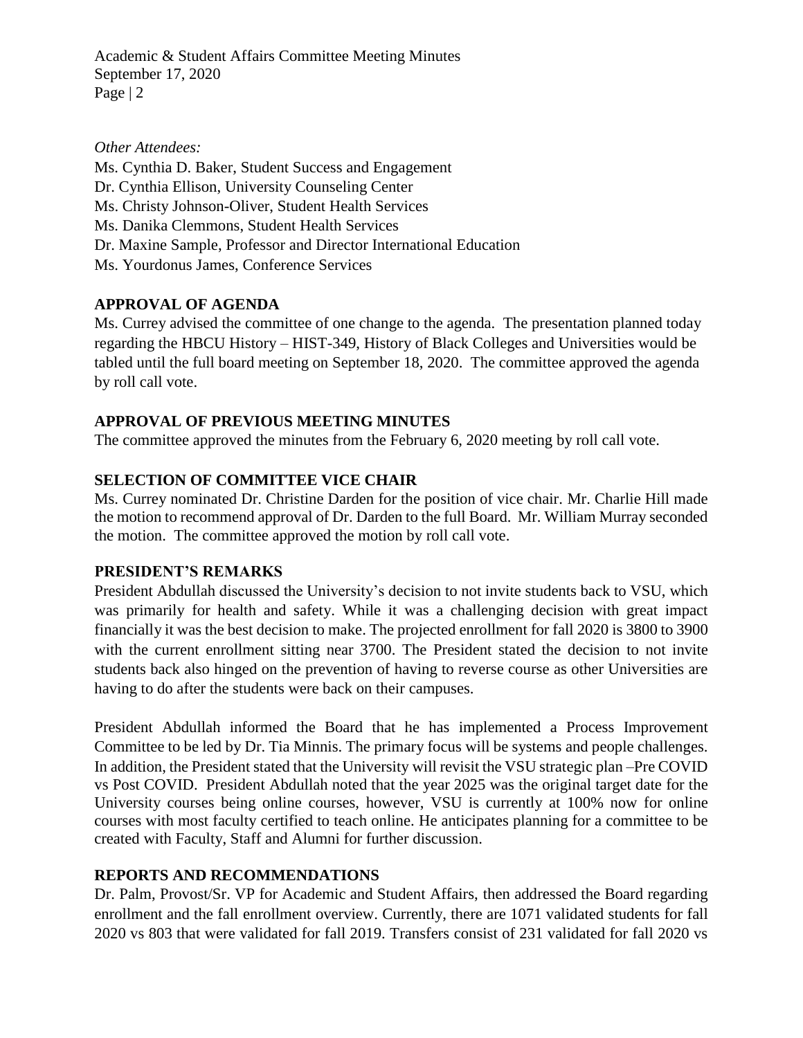*Other Attendees:*
Ms. Cynthia D. Baker, Student Success and Engagement
Dr. Cynthia Ellison, University Counseling Center
Ms. Christy Johnson-Oliver, Student Health Services
Ms. Danika Clemmons, Student Health Services
Dr. Maxine Sample, Professor and Director International Education
Ms. Yourdonus James, Conference Services

**APPROVAL OF AGENDA**

Ms. Currey advised the committee of one change to the agenda. The presentation planned today regarding the HBCU History – HIST-349, History of Black Colleges and Universities would be tabled until the full board meeting on September 18, 2020. The committee approved the agenda by roll call vote.

**APPROVAL OF PREVIOUS MEETING MINUTES**

The committee approved the minutes from the February 6, 2020 meeting by roll call vote.

**SELECTION OF COMMITTEE VICE CHAIR**

Ms. Currey nominated Dr. Christine Darden for the position of vice chair. Mr. Charlie Hill made the motion to recommend approval of Dr. Darden to the full Board. Mr. William Murray seconded the motion. The committee approved the motion by roll call vote.

**PRESIDENT'S REMARKS**

President Abdullah discussed the University's decision to not invite students back to VSU, which was primarily for health and safety. While it was a challenging decision with great impact financially it was the best decision to make. The projected enrollment for fall 2020 is 3800 to 3900 with the current enrollment sitting near 3700. The President stated the decision to not invite students back also hinged on the prevention of having to reverse course as other Universities are having to do after the students were back on their campuses.

President Abdullah informed the Board that he has implemented a Process Improvement Committee to be led by Dr. Tia Minnis. The primary focus will be systems and people challenges. In addition, the President stated that the University will revisit the VSU strategic plan –Pre COVID vs Post COVID. President Abdullah noted that the year 2025 was the original target date for the University courses being online courses, however, VSU is currently at 100% now for online courses with most faculty certified to teach online. He anticipates planning for a committee to be created with Faculty, Staff and Alumni for further discussion.

**REPORTS AND RECOMMENDATIONS**

Dr. Palm, Provost/Sr. VP for Academic and Student Affairs, then addressed the Board regarding enrollment and the fall enrollment overview. Currently, there are 1071 validated students for fall 2020 vs 803 that were validated for fall 2019. Transfers consist of 231 validated for fall 2020 vs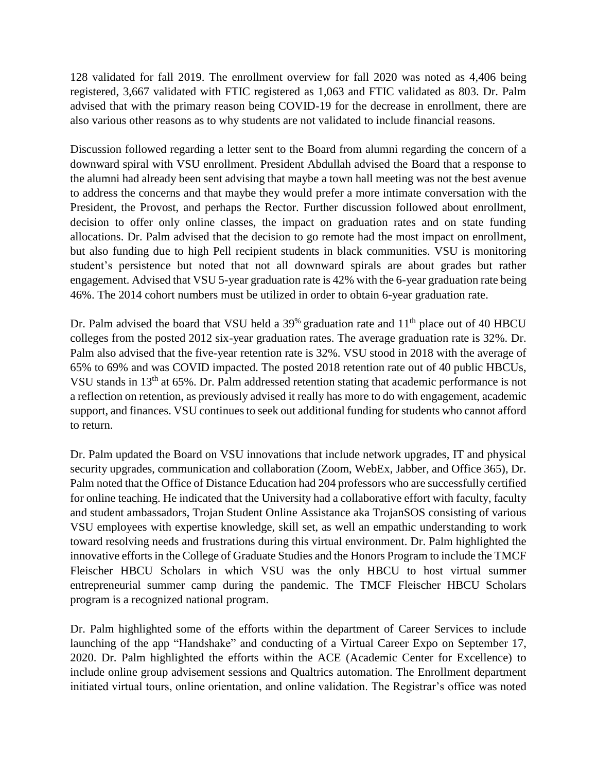128 validated for fall 2019. The enrollment overview for fall 2020 was noted as 4,406 being registered, 3,667 validated with FTIC registered as 1,063 and FTIC validated as 803. Dr. Palm advised that with the primary reason being COVID-19 for the decrease in enrollment, there are also various other reasons as to why students are not validated to include financial reasons.

Discussion followed regarding a letter sent to the Board from alumni regarding the concern of a downward spiral with VSU enrollment. President Abdullah advised the Board that a response to the alumni had already been sent advising that maybe a town hall meeting was not the best avenue to address the concerns and that maybe they would prefer a more intimate conversation with the President, the Provost, and perhaps the Rector. Further discussion followed about enrollment, decision to offer only online classes, the impact on graduation rates and on state funding allocations. Dr. Palm advised that the decision to go remote had the most impact on enrollment, but also funding due to high Pell recipient students in black communities. VSU is monitoring student's persistence but noted that not all downward spirals are about grades but rather engagement. Advised that VSU 5-year graduation rate is 42% with the 6-year graduation rate being 46%. The 2014 cohort numbers must be utilized in order to obtain 6-year graduation rate.

Dr. Palm advised the board that VSU held a 39% graduation rate and 11th place out of 40 HBCU colleges from the posted 2012 six-year graduation rates. The average graduation rate is 32%. Dr. Palm also advised that the five-year retention rate is 32%. VSU stood in 2018 with the average of 65% to 69% and was COVID impacted. The posted 2018 retention rate out of 40 public HBCUs, VSU stands in 13th at 65%. Dr. Palm addressed retention stating that academic performance is not a reflection on retention, as previously advised it really has more to do with engagement, academic support, and finances. VSU continues to seek out additional funding for students who cannot afford to return.

Dr. Palm updated the Board on VSU innovations that include network upgrades, IT and physical security upgrades, communication and collaboration (Zoom, WebEx, Jabber, and Office 365), Dr. Palm noted that the Office of Distance Education had 204 professors who are successfully certified for online teaching. He indicated that the University had a collaborative effort with faculty, faculty and student ambassadors, Trojan Student Online Assistance aka TrojanSOS consisting of various VSU employees with expertise knowledge, skill set, as well an empathic understanding to work toward resolving needs and frustrations during this virtual environment. Dr. Palm highlighted the innovative efforts in the College of Graduate Studies and the Honors Program to include the TMCF Fleischer HBCU Scholars in which VSU was the only HBCU to host virtual summer entrepreneurial summer camp during the pandemic. The TMCF Fleischer HBCU Scholars program is a recognized national program.

Dr. Palm highlighted some of the efforts within the department of Career Services to include launching of the app "Handshake" and conducting of a Virtual Career Expo on September 17, 2020. Dr. Palm highlighted the efforts within the ACE (Academic Center for Excellence) to include online group advisement sessions and Qualtrics automation. The Enrollment department initiated virtual tours, online orientation, and online validation. The Registrar's office was noted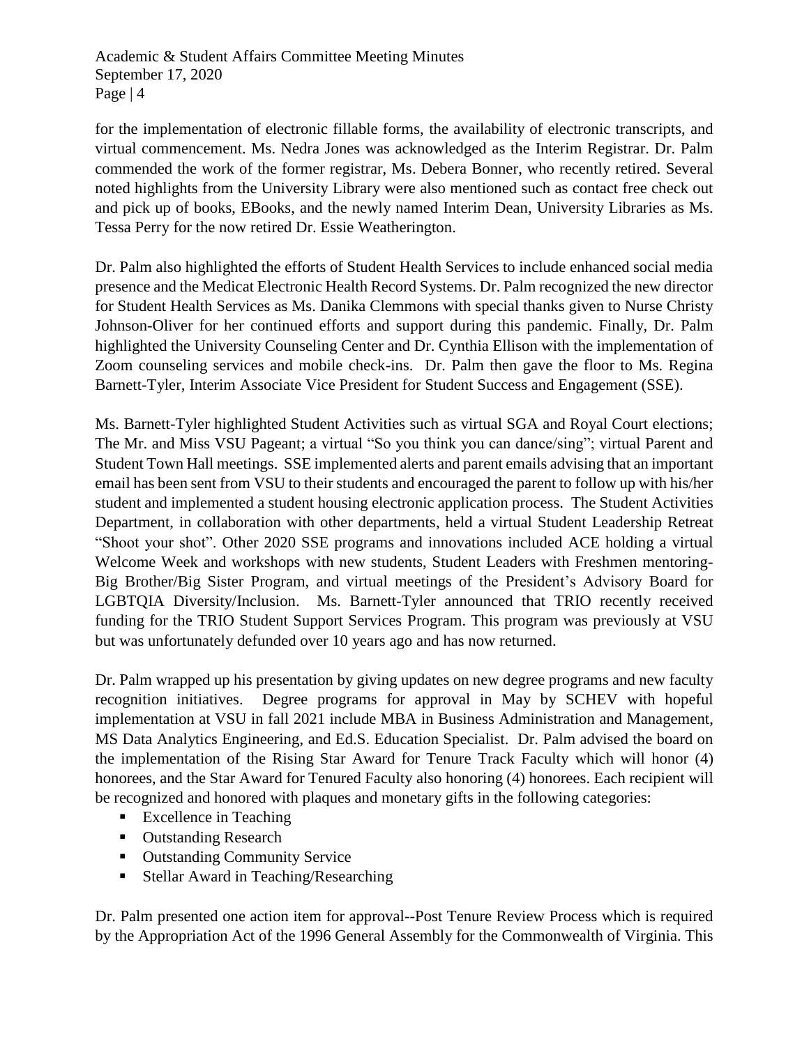for the implementation of electronic fillable forms, the availability of electronic transcripts, and virtual commencement. Ms. Nedra Jones was acknowledged as the Interim Registrar. Dr. Palm commended the work of the former registrar, Ms. Debera Bonner, who recently retired. Several noted highlights from the University Library were also mentioned such as contact free check out and pick up of books, EBooks, and the newly named Interim Dean, University Libraries as Ms. Tessa Perry for the now retired Dr. Essie Weatherington.

Dr. Palm also highlighted the efforts of Student Health Services to include enhanced social media presence and the Medicat Electronic Health Record Systems. Dr. Palm recognized the new director for Student Health Services as Ms. Danika Clemmons with special thanks given to Nurse Christy Johnson-Oliver for her continued efforts and support during this pandemic. Finally, Dr. Palm highlighted the University Counseling Center and Dr. Cynthia Ellison with the implementation of Zoom counseling services and mobile check-ins. Dr. Palm then gave the floor to Ms. Regina Barnett-Tyler, Interim Associate Vice President for Student Success and Engagement (SSE).

Ms. Barnett-Tyler highlighted Student Activities such as virtual SGA and Royal Court elections; The Mr. and Miss VSU Pageant; a virtual "So you think you can dance/sing"; virtual Parent and Student Town Hall meetings. SSE implemented alerts and parent emails advising that an important email has been sent from VSU to their students and encouraged the parent to follow up with his/her student and implemented a student housing electronic application process. The Student Activities Department, in collaboration with other departments, held a virtual Student Leadership Retreat "Shoot your shot". Other 2020 SSE programs and innovations included ACE holding a virtual Welcome Week and workshops with new students, Student Leaders with Freshmen mentoring-Big Brother/Big Sister Program, and virtual meetings of the President's Advisory Board for LGBTQIA Diversity/Inclusion. Ms. Barnett-Tyler announced that TRIO recently received funding for the TRIO Student Support Services Program. This program was previously at VSU but was unfortunately defunded over 10 years ago and has now returned.

Dr. Palm wrapped up his presentation by giving updates on new degree programs and new faculty recognition initiatives. Degree programs for approval in May by SCHEV with hopeful implementation at VSU in fall 2021 include MBA in Business Administration and Management, MS Data Analytics Engineering, and Ed.S. Education Specialist. Dr. Palm advised the board on the implementation of the Rising Star Award for Tenure Track Faculty which will honor (4) honorees, and the Star Award for Tenured Faculty also honoring (4) honorees. Each recipient will be recognized and honored with plaques and monetary gifts in the following categories:

- Excellence in Teaching
- Outstanding Research
- Outstanding Community Service
- Stellar Award in Teaching/Researching

Dr. Palm presented one action item for approval--Post Tenure Review Process which is required by the Appropriation Act of the 1996 General Assembly for the Commonwealth of Virginia. This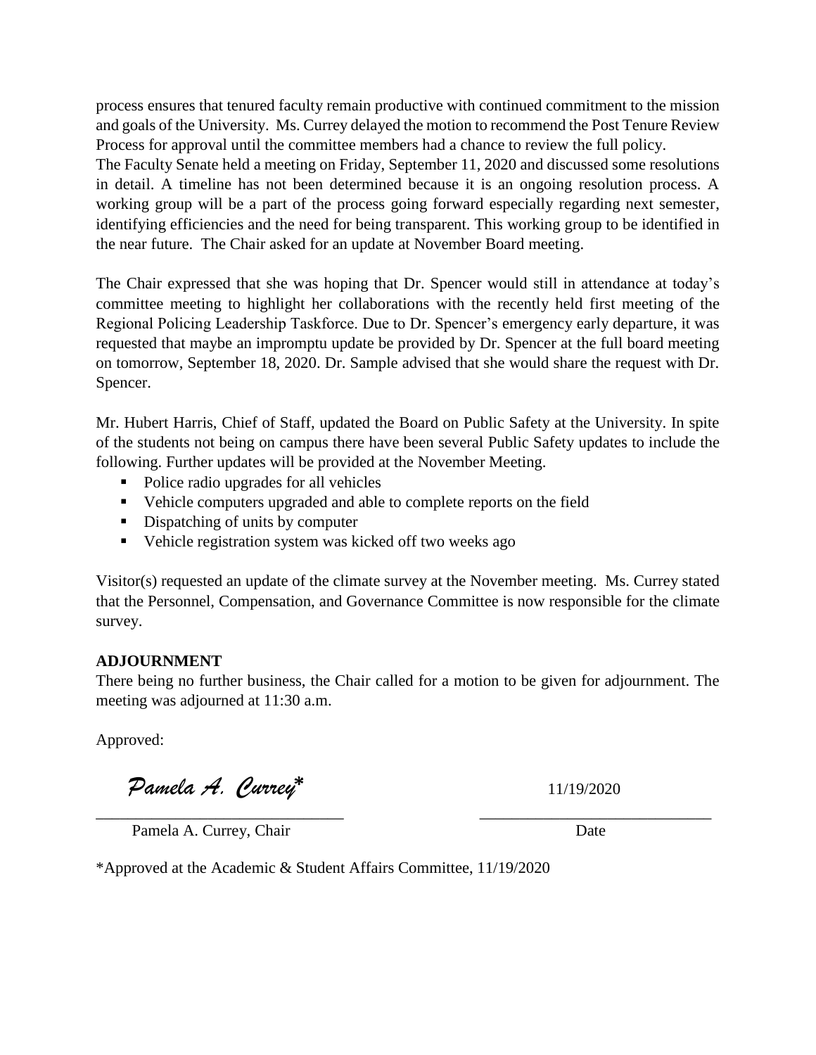process ensures that tenured faculty remain productive with continued commitment to the mission and goals of the University. Ms. Currey delayed the motion to recommend the Post Tenure Review Process for approval until the committee members had a chance to review the full policy.

The Faculty Senate held a meeting on Friday, September 11, 2020 and discussed some resolutions in detail. A timeline has not been determined because it is an ongoing resolution process. A working group will be a part of the process going forward especially regarding next semester, identifying efficiencies and the need for being transparent. This working group to be identified in the near future. The Chair asked for an update at November Board meeting.

The Chair expressed that she was hoping that Dr. Spencer would still in attendance at today's committee meeting to highlight her collaborations with the recently held first meeting of the Regional Policing Leadership Taskforce. Due to Dr. Spencer's emergency early departure, it was requested that maybe an impromptu update be provided by Dr. Spencer at the full board meeting on tomorrow, September 18, 2020. Dr. Sample advised that she would share the request with Dr. Spencer.

Mr. Hubert Harris, Chief of Staff, updated the Board on Public Safety at the University. In spite of the students not being on campus there have been several Public Safety updates to include the following. Further updates will be provided at the November Meeting.

- Police radio upgrades for all vehicles
- Vehicle computers upgraded and able to complete reports on the field
- Dispatching of units by computer
- Vehicle registration system was kicked off two weeks ago

Visitor(s) requested an update of the climate survey at the November meeting. Ms. Currey stated that the Personnel, Compensation, and Governance Committee is now responsible for the climate survey.

**ADJOURNMENT**

There being no further business, the Chair called for a motion to be given for adjournment. The meeting was adjourned at 11:30 a.m.

Approved:

*Pamela A. Currey**

11/19/2020

Pamela A. Currey, Chair

Date

*Approved at the Academic & Student Affairs Committee, 11/19/2020